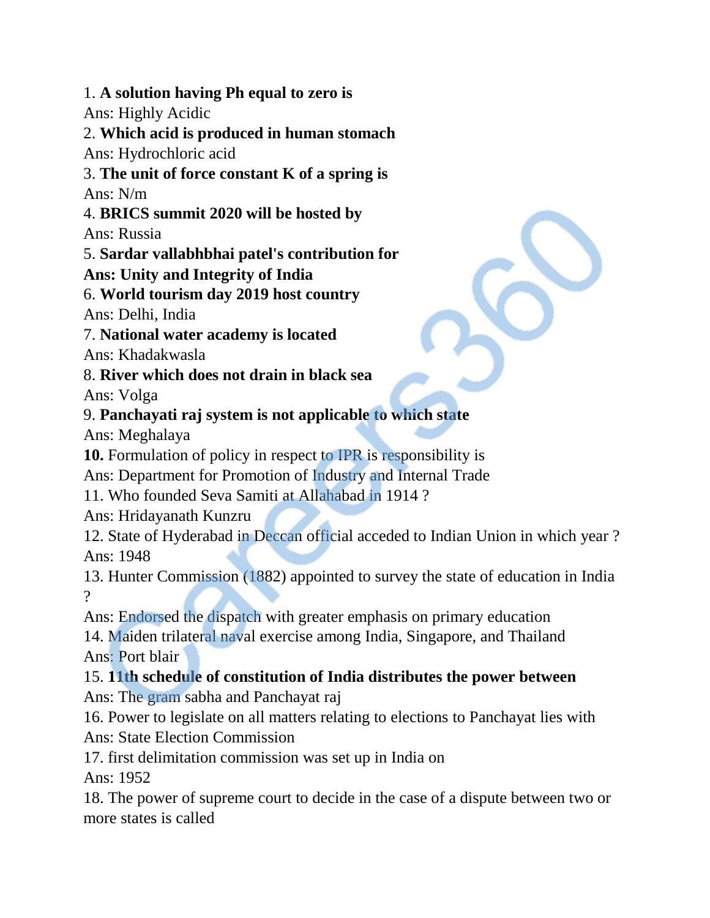1. **A solution having Ph equal to zero is**
Ans: Highly Acidic
2. **Which acid is produced in human stomach**
Ans: Hydrochloric acid
3. **The unit of force constant K of a spring is**
Ans: N/m
4. **BRICS summit 2020 will be hosted by**
Ans: Russia
5. **Sardar vallabhbhai patel's contribution for**
**Ans: Unity and Integrity of India**
6. **World tourism day 2019 host country**
Ans: Delhi, India
7. **National water academy is located**
Ans: Khadakwasla
8. **River which does not drain in black sea**
Ans: Volga
9. **Panchayati raj system is not applicable to which state**
Ans: Meghalaya
**10.** Formulation of policy in respect to IPR is responsibility is
Ans: Department for Promotion of Industry and Internal Trade
11. Who founded Seva Samiti at Allahabad in 1914 ?
Ans: Hridayanath Kunzru
12. State of Hyderabad in Deccan official acceded to Indian Union in which year ?
Ans: 1948
13. Hunter Commission (1882) appointed to survey the state of education in India ?
Ans: Endorsed the dispatch with greater emphasis on primary education
14. Maiden trilateral naval exercise among India, Singapore, and Thailand
Ans: Port blair
15. **11th schedule of constitution of India distributes the power between**
Ans: The gram sabha and Panchayat raj
16. Power to legislate on all matters relating to elections to Panchayat lies with
Ans: State Election Commission
17. first delimitation commission was set up in India on
Ans: 1952
18. The power of supreme court to decide in the case of a dispute between two or more states is called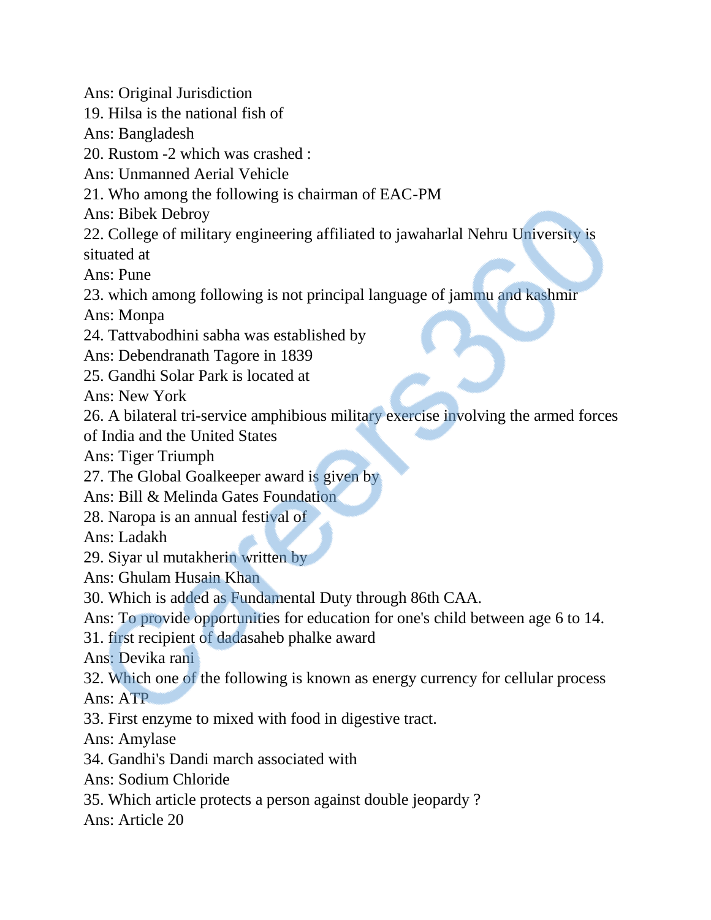Ans: Original Jurisdiction

19. Hilsa is the national fish of

Ans: Bangladesh

20. Rustom -2 which was crashed :

Ans: Unmanned Aerial Vehicle

21. Who among the following is chairman of EAC-PM

Ans: Bibek Debroy

22. College of military engineering affiliated to jawaharlal Nehru University is situated at

Ans: Pune

23. which among following is not principal language of jammu and kashmir

Ans: Monpa

24. Tattvabodhini sabha was established by

Ans: Debendranath Tagore in 1839

25. Gandhi Solar Park is located at

Ans: New York

26. A bilateral tri-service amphibious military exercise involving the armed forces of India and the United States

Ans: Tiger Triumph

27. The Global Goalkeeper award is given by

Ans: Bill & Melinda Gates Foundation

28. Naropa is an annual festival of

Ans: Ladakh

29. Siyar ul mutakherin written by

Ans: Ghulam Husain Khan

30. Which is added as Fundamental Duty through 86th CAA.

Ans: To provide opportunities for education for one's child between age 6 to 14.

31. first recipient of dadasaheb phalke award

Ans: Devika rani

32. Which one of the following is known as energy currency for cellular process

Ans: ATP

33. First enzyme to mixed with food in digestive tract.

Ans: Amylase

34. Gandhi's Dandi march associated with

Ans: Sodium Chloride

35. Which article protects a person against double jeopardy ?

Ans: Article 20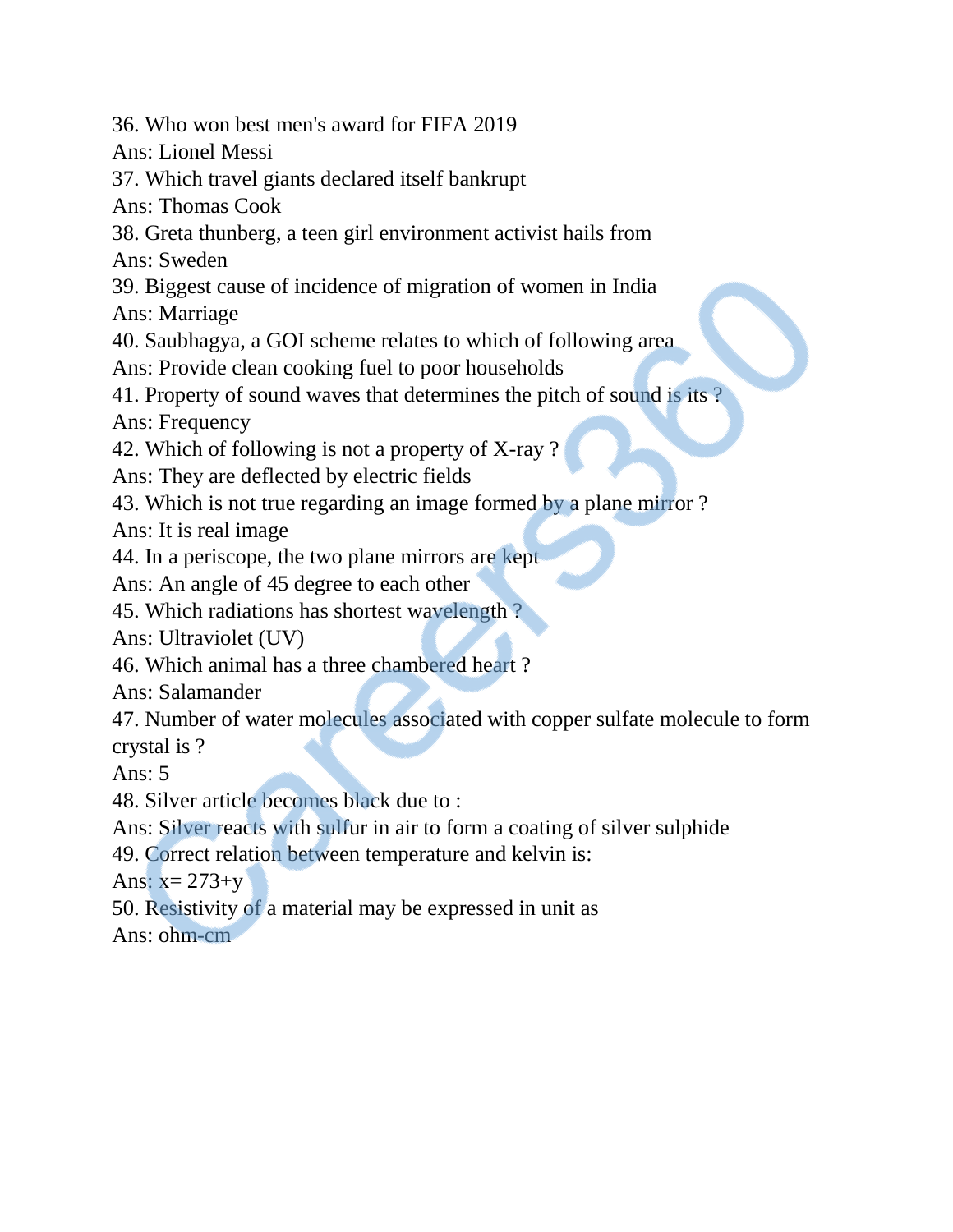36. Who won best men's award for FIFA 2019

Ans: Lionel Messi

37. Which travel giants declared itself bankrupt

Ans: Thomas Cook

38. Greta thunberg, a teen girl environment activist hails from

Ans: Sweden

39. Biggest cause of incidence of migration of women in India

Ans: Marriage

40. Saubhagya, a GOI scheme relates to which of following area

Ans: Provide clean cooking fuel to poor households

41. Property of sound waves that determines the pitch of sound is its ?

Ans: Frequency

42. Which of following is not a property of X-ray ?

Ans: They are deflected by electric fields

43. Which is not true regarding an image formed by a plane mirror ?

Ans: It is real image

44. In a periscope, the two plane mirrors are kept

Ans: An angle of 45 degree to each other

45. Which radiations has shortest wavelength ?

Ans: Ultraviolet (UV)

46. Which animal has a three chambered heart ?

Ans: Salamander

47. Number of water molecules associated with copper sulfate molecule to form crystal is ?

Ans: 5

48. Silver article becomes black due to :

Ans: Silver reacts with sulfur in air to form a coating of silver sulphide

49. Correct relation between temperature and kelvin is:

Ans: $x = 273 + y$

50. Resistivity of a material may be expressed in unit as

Ans: ohm-cm